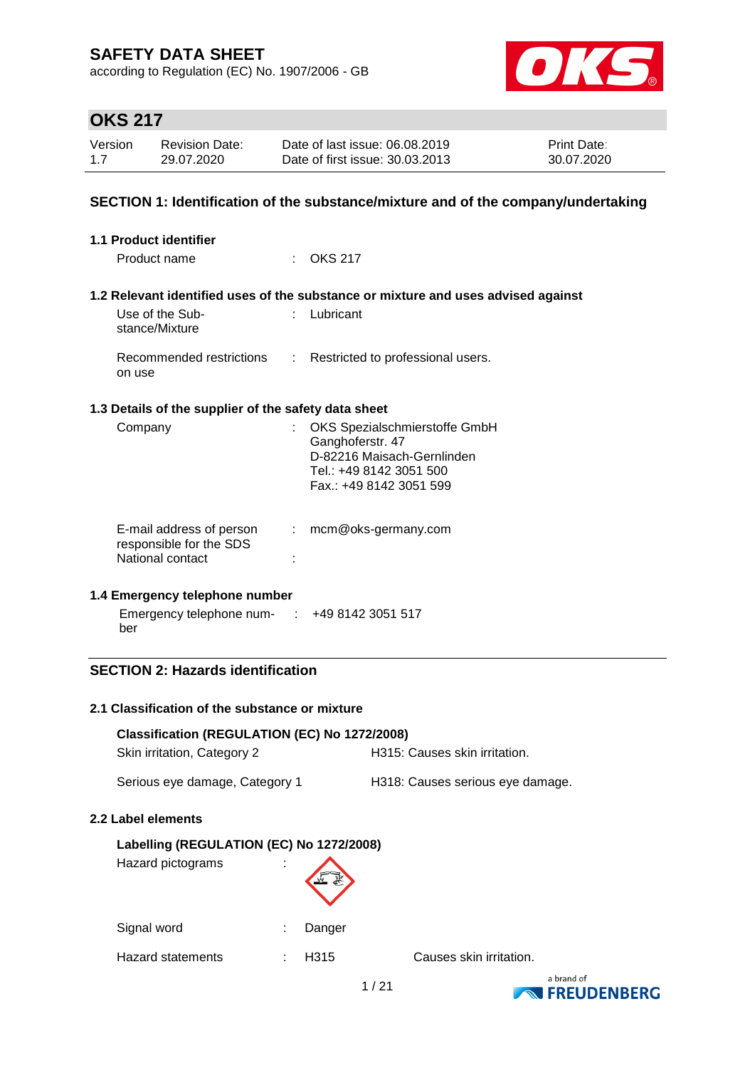# SAFETY DATA SHEET

according to Regulation (EC) No. 1907/2006 - GB

## OKS 217

| Version | Revision Date: | Date of last issue: 06.08.2019 | Print Date: |
|---|---|---|---|
| 1.7 | 29.07.2020 | Date of first issue: 30.03.2013 | 30.07.2020 |

## SECTION 1: Identification of the substance/mixture and of the company/undertaking

### 1.1 Product identifier

Product name : OKS 217

### 1.2 Relevant identified uses of the substance or mixture and uses advised against

Use of the Substance/Mixture : Lubricant

Recommended restrictions on use : Restricted to professional users.

### 1.3 Details of the supplier of the safety data sheet

Company : OKS Spezialschmierstoffe GmbH
Ganghoferstr. 47
D-82216 Maisach-Gernlinden
Tel.: +49 8142 3051 500
Fax.: +49 8142 3051 599

E-mail address of person responsible for the SDS : mcm@oks-germany.com

National contact :

### 1.4 Emergency telephone number

Emergency telephone number : +49 8142 3051 517

## SECTION 2: Hazards identification

### 2.1 Classification of the substance or mixture

**Classification (REGULATION (EC) No 1272/2008)**

| | |
|---|---|
| Skin irritation, Category 2 | H315: Causes skin irritation. |
| Serious eye damage, Category 1 | H318: Causes serious eye damage. |

### 2.2 Label elements

**Labelling (REGULATION (EC) No 1272/2008)**

Hazard pictograms :

Signal word : Danger

Hazard statements : H315 Causes skin irritation.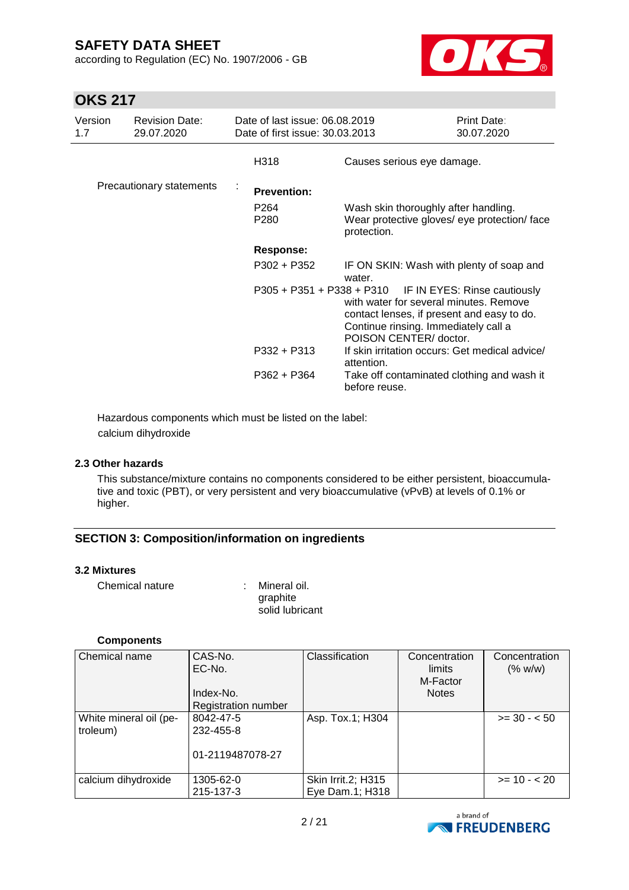| | H318 | Causes serious eye damage. |
|---|---|---|
| Precautionary statements : | **Prevention:** | |
| | P264 | Wash skin thoroughly after handling. |
| | P280 | Wear protective gloves/ eye protection/ face protection. |
| | **Response:** | |
| | P302 + P352 | IF ON SKIN: Wash with plenty of soap and water. |
| | P305 + P351 + P338 + P310 | IF IN EYES: Rinse cautiously with water for several minutes. Remove contact lenses, if present and easy to do. Continue rinsing. Immediately call a POISON CENTER/ doctor. |
| | P332 + P313 | If skin irritation occurs: Get medical advice/ attention. |
| | P362 + P364 | Take off contaminated clothing and wash it before reuse. |

Hazardous components which must be listed on the label:
calcium dihydroxide

### 2.3 Other hazards

This substance/mixture contains no components considered to be either persistent, bioaccumulative and toxic (PBT), or very persistent and very bioaccumulative (vPvB) at levels of 0.1% or higher.

## SECTION 3: Composition/information on ingredients

### 3.2 Mixtures

Chemical nature : Mineral oil.
graphite
solid lubricant

**Components**

| Chemical name | CAS-No.<br>EC-No.<br><br>Index-No.<br>Registration number | Classification | Concentration limits<br>M-Factor<br>Notes | Concentration (% w/w) |
|---|---|---|---|---|
| White mineral oil (petroleum) | 8042-47-5<br>232-455-8<br><br>01-2119487078-27 | Asp. Tox.1; H304 | | >= 30 - < 50 |
| calcium dihydroxide | 1305-62-0<br>215-137-3 | Skin Irrit.2; H315<br>Eye Dam.1; H318 | | >= 10 - < 20 |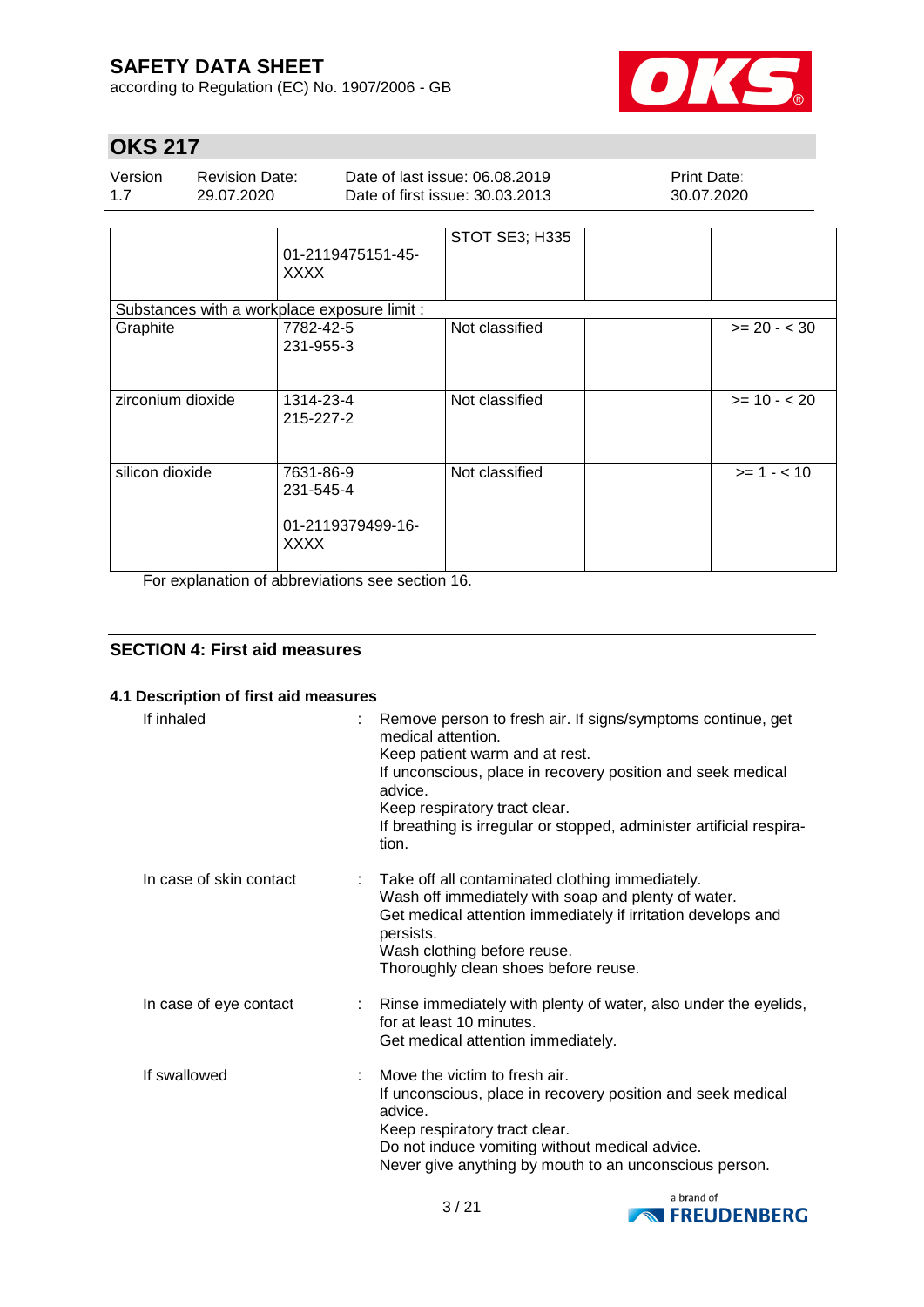| | | | | |
|---|---|---|---|---|
| | 01-2119475151-45-XXXX | STOT SE3; H335 | | |
| Substances with a workplace exposure limit : | | | | |
| Graphite | 7782-42-5<br>231-955-3 | Not classified | | >= 20 - < 30 |
| zirconium dioxide | 1314-23-4<br>215-227-2 | Not classified | | >= 10 - < 20 |
| silicon dioxide | 7631-86-9<br>231-545-4<br><br>01-2119379499-16-XXXX | Not classified | | >= 1 - < 10 |

For explanation of abbreviations see section 16.

## SECTION 4: First aid measures

### 4.1 Description of first aid measures

| | | |
|---|---|---|
| If inhaled | : | Remove person to fresh air. If signs/symptoms continue, get medical attention.<br>Keep patient warm and at rest.<br>If unconscious, place in recovery position and seek medical advice.<br>Keep respiratory tract clear.<br>If breathing is irregular or stopped, administer artificial respiration. |
| In case of skin contact | : | Take off all contaminated clothing immediately.<br>Wash off immediately with soap and plenty of water.<br>Get medical attention immediately if irritation develops and persists.<br>Wash clothing before reuse.<br>Thoroughly clean shoes before reuse. |
| In case of eye contact | : | Rinse immediately with plenty of water, also under the eyelids, for at least 10 minutes.<br>Get medical attention immediately. |
| If swallowed | : | Move the victim to fresh air.<br>If unconscious, place in recovery position and seek medical advice.<br>Keep respiratory tract clear.<br>Do not induce vomiting without medical advice.<br>Never give anything by mouth to an unconscious person. |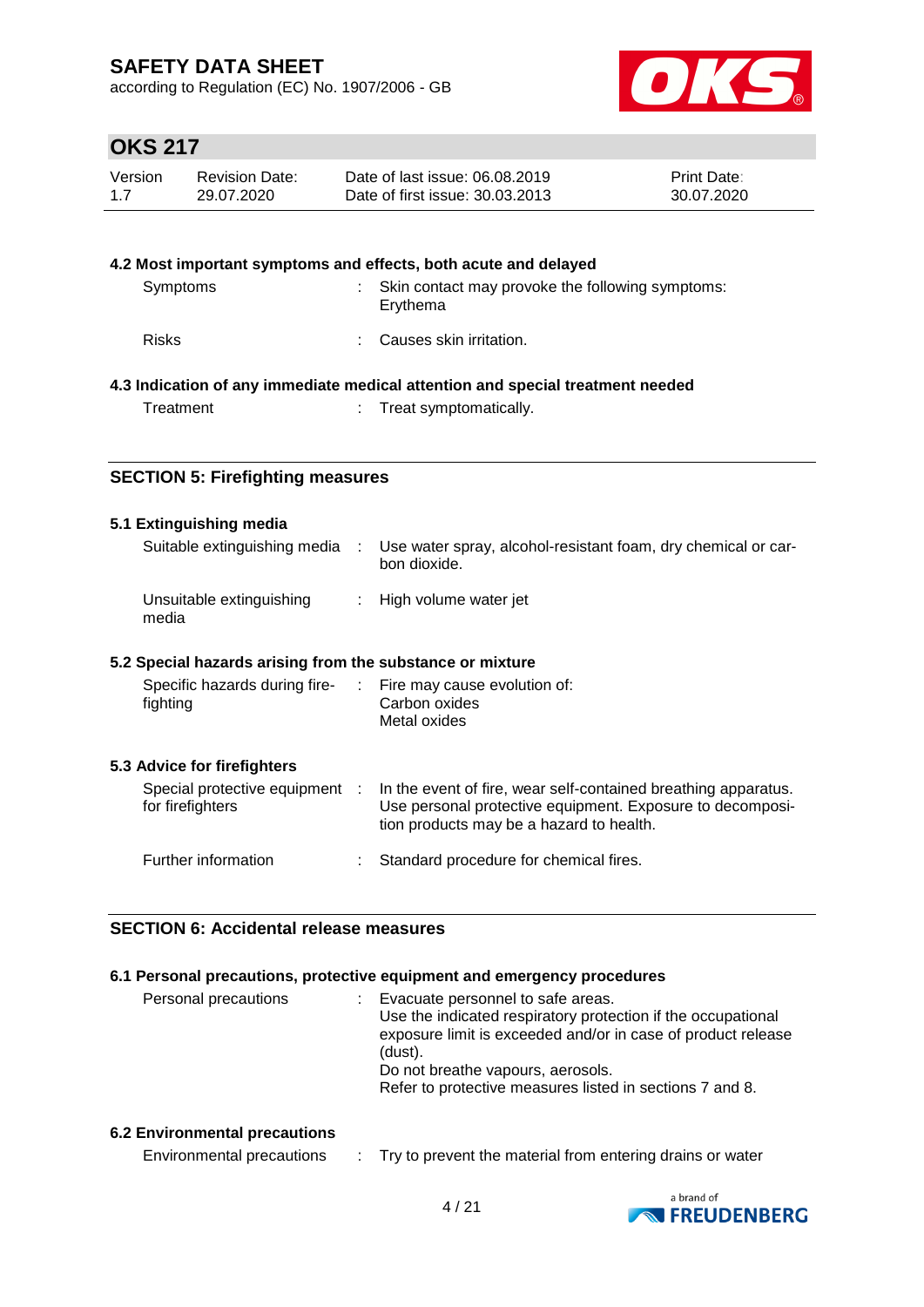### 4.2 Most important symptoms and effects, both acute and delayed

| | |
|---|---|
| Symptoms | : Skin contact may provoke the following symptoms: Erythema |
| Risks | : Causes skin irritation. |

### 4.3 Indication of any immediate medical attention and special treatment needed

| | |
|---|---|
| Treatment | : Treat symptomatically. |

## SECTION 5: Firefighting measures

### 5.1 Extinguishing media

| | |
|---|---|
| Suitable extinguishing media | : Use water spray, alcohol-resistant foam, dry chemical or carbon dioxide. |
| Unsuitable extinguishing media | : High volume water jet |

### 5.2 Special hazards arising from the substance or mixture

| | |
|---|---|
| Specific hazards during firefighting | : Fire may cause evolution of:<br>Carbon oxides<br>Metal oxides |

### 5.3 Advice for firefighters

| | |
|---|---|
| Special protective equipment for firefighters | : In the event of fire, wear self-contained breathing apparatus. Use personal protective equipment. Exposure to decomposition products may be a hazard to health. |
| Further information | : Standard procedure for chemical fires. |

## SECTION 6: Accidental release measures

### 6.1 Personal precautions, protective equipment and emergency procedures

| | |
|---|---|
| Personal precautions | : Evacuate personnel to safe areas.<br>Use the indicated respiratory protection if the occupational exposure limit is exceeded and/or in case of product release (dust).<br>Do not breathe vapours, aerosols.<br>Refer to protective measures listed in sections 7 and 8. |

### 6.2 Environmental precautions

| | |
|---|---|
| Environmental precautions | : Try to prevent the material from entering drains or water |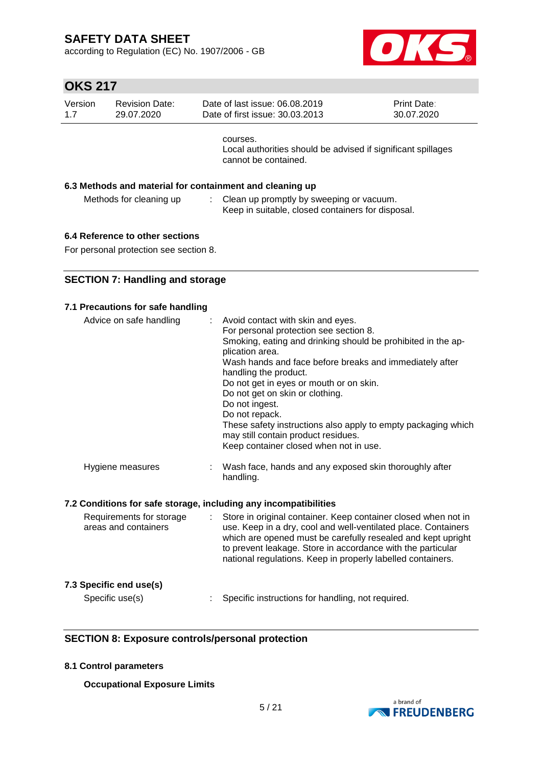courses.
Local authorities should be advised if significant spillages cannot be contained.

### 6.3 Methods and material for containment and cleaning up

Methods for cleaning up : Clean up promptly by sweeping or vacuum.
Keep in suitable, closed containers for disposal.

### 6.4 Reference to other sections

For personal protection see section 8.

## SECTION 7: Handling and storage

### 7.1 Precautions for safe handling

Advice on safe handling : Avoid contact with skin and eyes.
For personal protection see section 8.
Smoking, eating and drinking should be prohibited in the application area.
Wash hands and face before breaks and immediately after handling the product.
Do not get in eyes or mouth or on skin.
Do not get on skin or clothing.
Do not ingest.
Do not repack.
These safety instructions also apply to empty packaging which may still contain product residues.
Keep container closed when not in use.

Hygiene measures : Wash face, hands and any exposed skin thoroughly after handling.

### 7.2 Conditions for safe storage, including any incompatibilities

Requirements for storage areas and containers : Store in original container. Keep container closed when not in use. Keep in a dry, cool and well-ventilated place. Containers which are opened must be carefully resealed and kept upright to prevent leakage. Store in accordance with the particular national regulations. Keep in properly labelled containers.

### 7.3 Specific end use(s)

Specific use(s) : Specific instructions for handling, not required.

## SECTION 8: Exposure controls/personal protection

### 8.1 Control parameters

**Occupational Exposure Limits**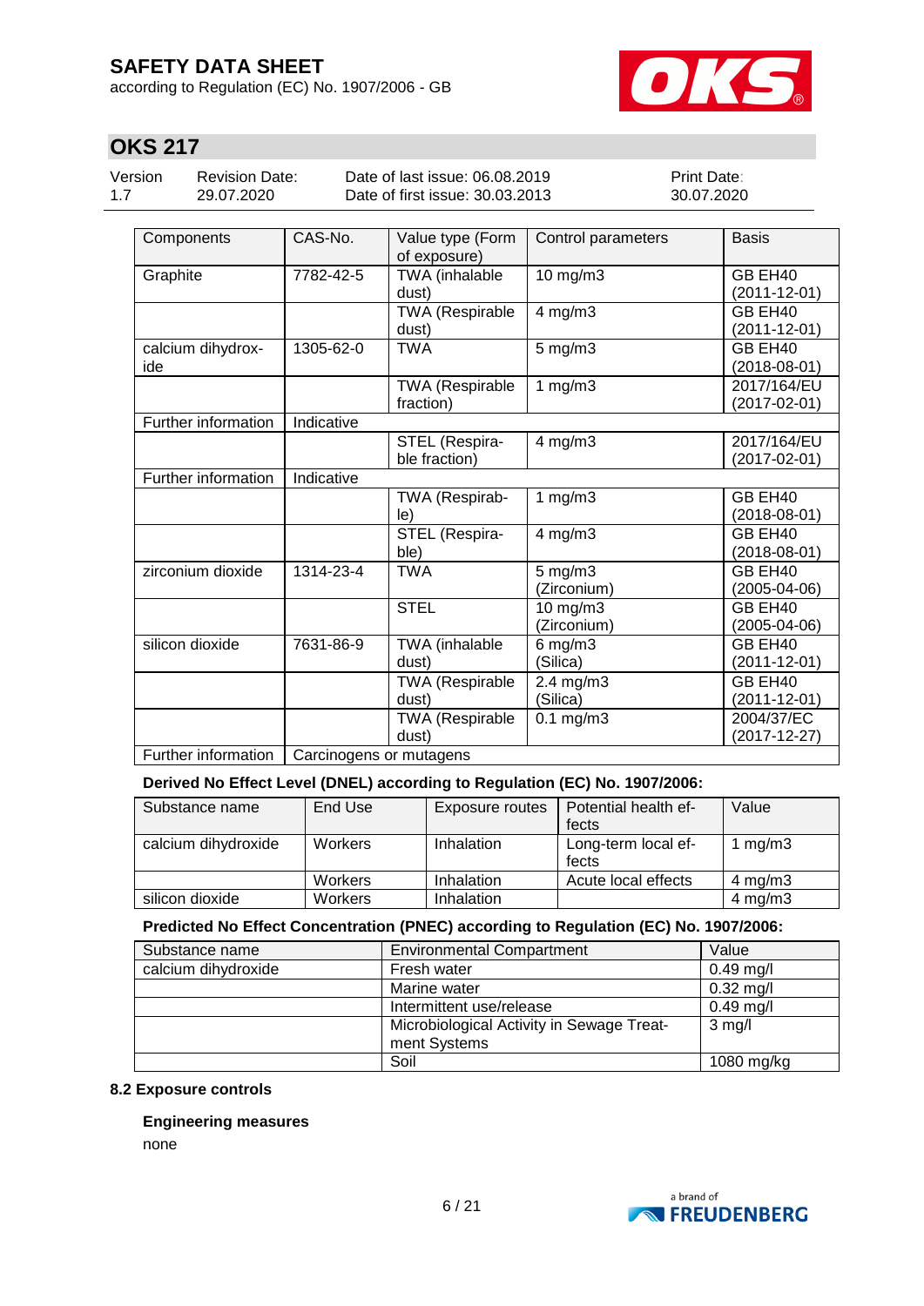| Components | CAS-No. | Value type (Form of exposure) | Control parameters | Basis |
|---|---|---|---|---|
| Graphite | 7782-42-5 | TWA (inhalable dust) | 10 mg/m3 | GB EH40 (2011-12-01) |
| | | TWA (Respirable dust) | 4 mg/m3 | GB EH40 (2011-12-01) |
| calcium dihydroxide | 1305-62-0 | TWA | 5 mg/m3 | GB EH40 (2018-08-01) |
| | | TWA (Respirable fraction) | 1 mg/m3 | 2017/164/EU (2017-02-01) |
| Further information | Indicative | | | |
| | | STEL (Respirable fraction) | 4 mg/m3 | 2017/164/EU (2017-02-01) |
| Further information | Indicative | | | |
| | | TWA (Respirable) | 1 mg/m3 | GB EH40 (2018-08-01) |
| | | STEL (Respirable) | 4 mg/m3 | GB EH40 (2018-08-01) |
| zirconium dioxide | 1314-23-4 | TWA | 5 mg/m3 (Zirconium) | GB EH40 (2005-04-06) |
| | | STEL | 10 mg/m3 (Zirconium) | GB EH40 (2005-04-06) |
| silicon dioxide | 7631-86-9 | TWA (inhalable dust) | 6 mg/m3 (Silica) | GB EH40 (2011-12-01) |
| | | TWA (Respirable dust) | 2.4 mg/m3 (Silica) | GB EH40 (2011-12-01) |
| | | TWA (Respirable dust) | 0.1 mg/m3 | 2004/37/EC (2017-12-27) |
| Further information | Carcinogens or mutagens | | | |

**Derived No Effect Level (DNEL) according to Regulation (EC) No. 1907/2006:**

| Substance name | End Use | Exposure routes | Potential health effects | Value |
|---|---|---|---|---|
| calcium dihydroxide | Workers | Inhalation | Long-term local effects | 1 mg/m3 |
| | Workers | Inhalation | Acute local effects | 4 mg/m3 |
| silicon dioxide | Workers | Inhalation | | 4 mg/m3 |

**Predicted No Effect Concentration (PNEC) according to Regulation (EC) No. 1907/2006:**

| Substance name | Environmental Compartment | Value |
|---|---|---|
| calcium dihydroxide | Fresh water | 0.49 mg/l |
| | Marine water | 0.32 mg/l |
| | Intermittent use/release | 0.49 mg/l |
| | Microbiological Activity in Sewage Treatment Systems | 3 mg/l |
| | Soil | 1080 mg/kg |

**8.2 Exposure controls**

**Engineering measures**

none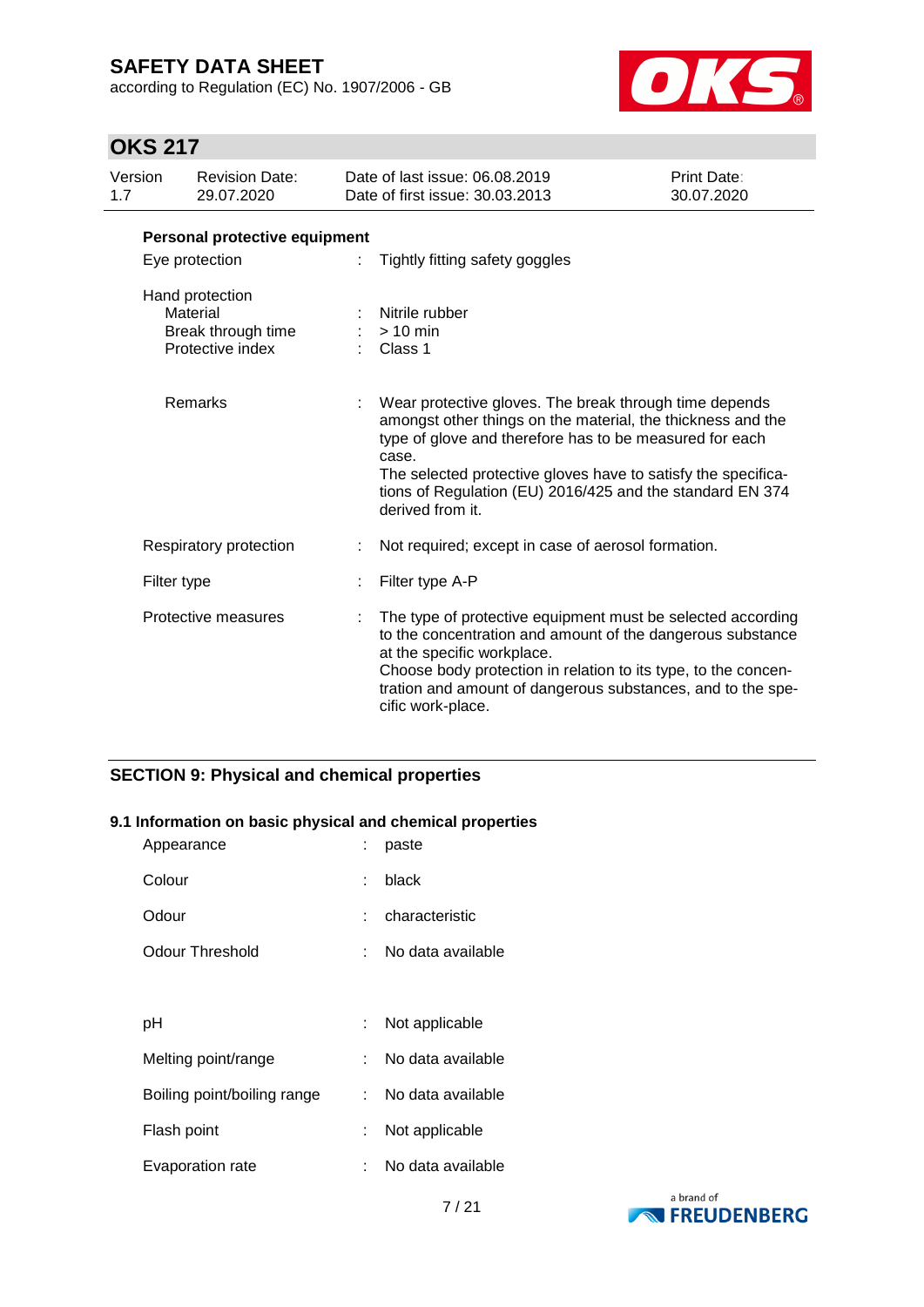**Personal protective equipment**

| | | |
|---|---|---|
| Eye protection | : | Tightly fitting safety goggles |
| Hand protection | | |
| Material | : | Nitrile rubber |
| Break through time | : | > 10 min |
| Protective index | : | Class 1 |
| Remarks | : | Wear protective gloves. The break through time depends amongst other things on the material, the thickness and the type of glove and therefore has to be measured for each case.<br>The selected protective gloves have to satisfy the specifications of Regulation (EU) 2016/425 and the standard EN 374 derived from it. |
| Respiratory protection | : | Not required; except in case of aerosol formation. |
| Filter type | : | Filter type A-P |
| Protective measures | : | The type of protective equipment must be selected according to the concentration and amount of the dangerous substance at the specific workplace.<br>Choose body protection in relation to its type, to the concentration and amount of dangerous substances, and to the specific work-place. |

## SECTION 9: Physical and chemical properties

### 9.1 Information on basic physical and chemical properties

| | | |
|---|---|---|
| Appearance | : | paste |
| Colour | : | black |
| Odour | : | characteristic |
| Odour Threshold | : | No data available |
| pH | : | Not applicable |
| Melting point/range | : | No data available |
| Boiling point/boiling range | : | No data available |
| Flash point | : | Not applicable |
| Evaporation rate | : | No data available |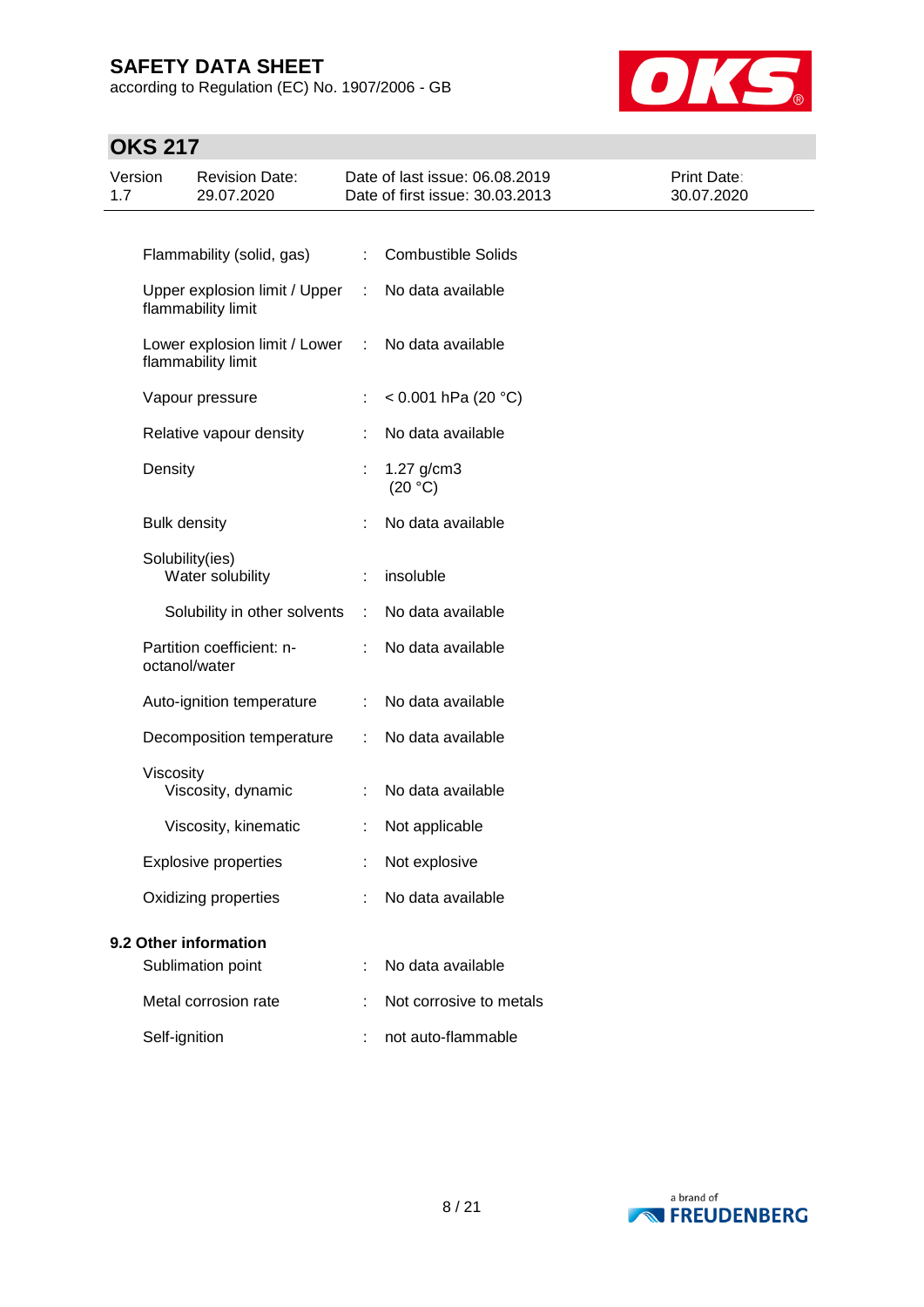| | | |
|---|---|---|
| Flammability (solid, gas) | : | Combustible Solids |
| Upper explosion limit / Upper flammability limit | : | No data available |
| Lower explosion limit / Lower flammability limit | : | No data available |
| Vapour pressure | : | < 0.001 hPa (20 °C) |
| Relative vapour density | : | No data available |
| Density | : | 1.27 g/cm3 (20 °C) |
| Bulk density | : | No data available |
| Solubility(ies) | | |
| Water solubility | : | insoluble |
| Solubility in other solvents | : | No data available |
| Partition coefficient: n-octanol/water | : | No data available |
| Auto-ignition temperature | : | No data available |
| Decomposition temperature | : | No data available |
| Viscosity | | |
| Viscosity, dynamic | : | No data available |
| Viscosity, kinematic | : | Not applicable |
| Explosive properties | : | Not explosive |
| Oxidizing properties | : | No data available |

**9.2 Other information**

| | | |
|---|---|---|
| Sublimation point | : | No data available |
| Metal corrosion rate | : | Not corrosive to metals |
| Self-ignition | : | not auto-flammable |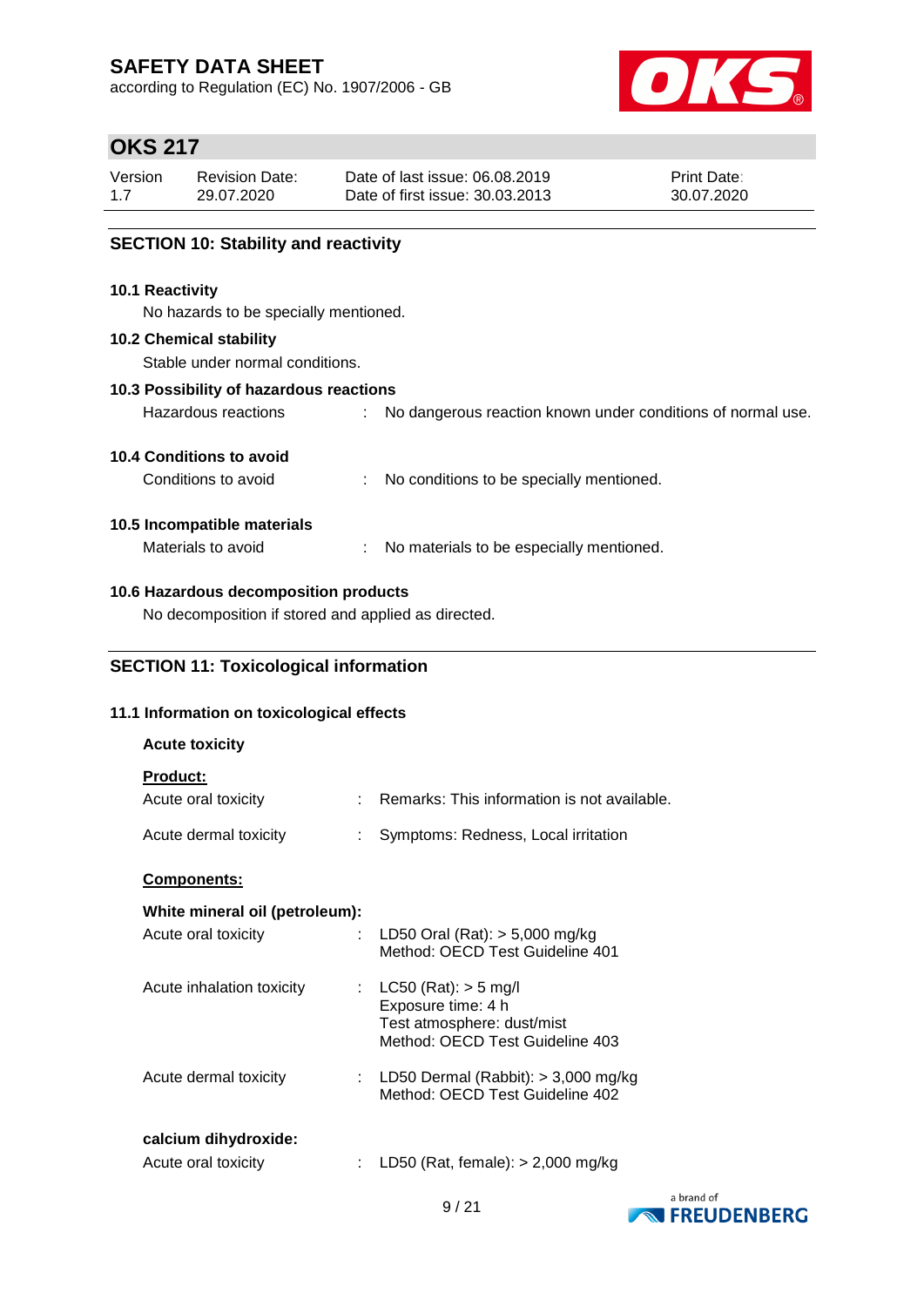## SECTION 10: Stability and reactivity

**10.1 Reactivity**

No hazards to be specially mentioned.

**10.2 Chemical stability**

Stable under normal conditions.

**10.3 Possibility of hazardous reactions**

Hazardous reactions : No dangerous reaction known under conditions of normal use.

**10.4 Conditions to avoid**

Conditions to avoid : No conditions to be specially mentioned.

**10.5 Incompatible materials**

Materials to avoid : No materials to be especially mentioned.

**10.6 Hazardous decomposition products**

No decomposition if stored and applied as directed.

## SECTION 11: Toxicological information

**11.1 Information on toxicological effects**

**Acute toxicity**

**Product:**

Acute oral toxicity : Remarks: This information is not available.

Acute dermal toxicity : Symptoms: Redness, Local irritation

**Components:**

**White mineral oil (petroleum):**

Acute oral toxicity : LD50 Oral (Rat): > 5,000 mg/kg
Method: OECD Test Guideline 401

Acute inhalation toxicity : LC50 (Rat): > 5 mg/l
Exposure time: 4 h
Test atmosphere: dust/mist
Method: OECD Test Guideline 403

Acute dermal toxicity : LD50 Dermal (Rabbit): > 3,000 mg/kg
Method: OECD Test Guideline 402

**calcium dihydroxide:**

Acute oral toxicity : LD50 (Rat, female): > 2,000 mg/kg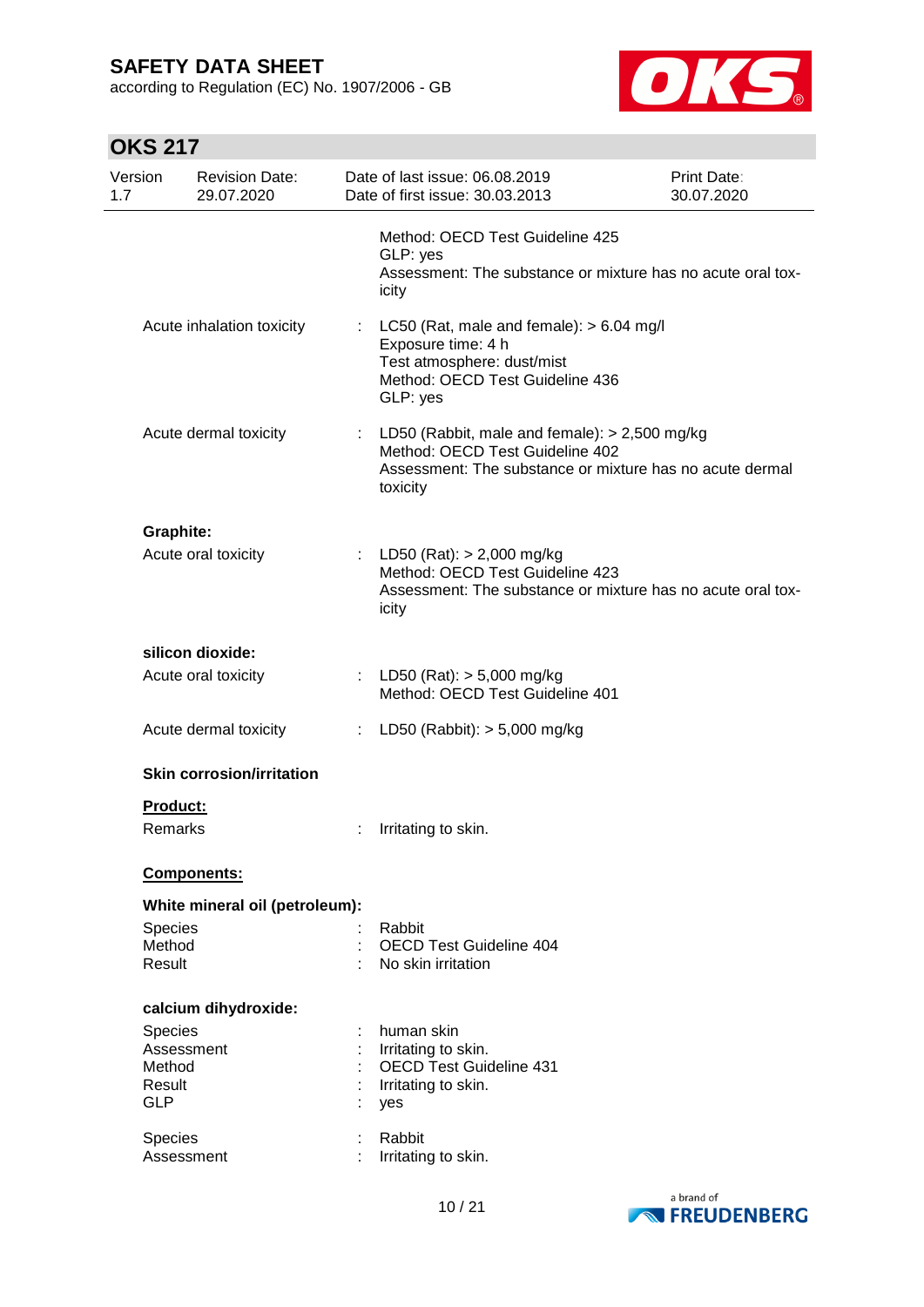Method: OECD Test Guideline 425
GLP: yes
Assessment: The substance or mixture has no acute oral toxicity

Acute inhalation toxicity : LC50 (Rat, male and female): > 6.04 mg/l
Exposure time: 4 h
Test atmosphere: dust/mist
Method: OECD Test Guideline 436
GLP: yes

Acute dermal toxicity : LD50 (Rabbit, male and female): > 2,500 mg/kg
Method: OECD Test Guideline 402
Assessment: The substance or mixture has no acute dermal toxicity

**Graphite:**

Acute oral toxicity : LD50 (Rat): > 2,000 mg/kg
Method: OECD Test Guideline 423
Assessment: The substance or mixture has no acute oral toxicity

**silicon dioxide:**

Acute oral toxicity : LD50 (Rat): > 5,000 mg/kg
Method: OECD Test Guideline 401

Acute dermal toxicity : LD50 (Rabbit): > 5,000 mg/kg

**Skin corrosion/irritation**

**Product:**

Remarks : Irritating to skin.

**Components:**

**White mineral oil (petroleum):**

Species : Rabbit
Method : OECD Test Guideline 404
Result : No skin irritation

**calcium dihydroxide:**

Species : human skin
Assessment : Irritating to skin.
Method : OECD Test Guideline 431
Result : Irritating to skin.
GLP : yes

Species : Rabbit
Assessment : Irritating to skin.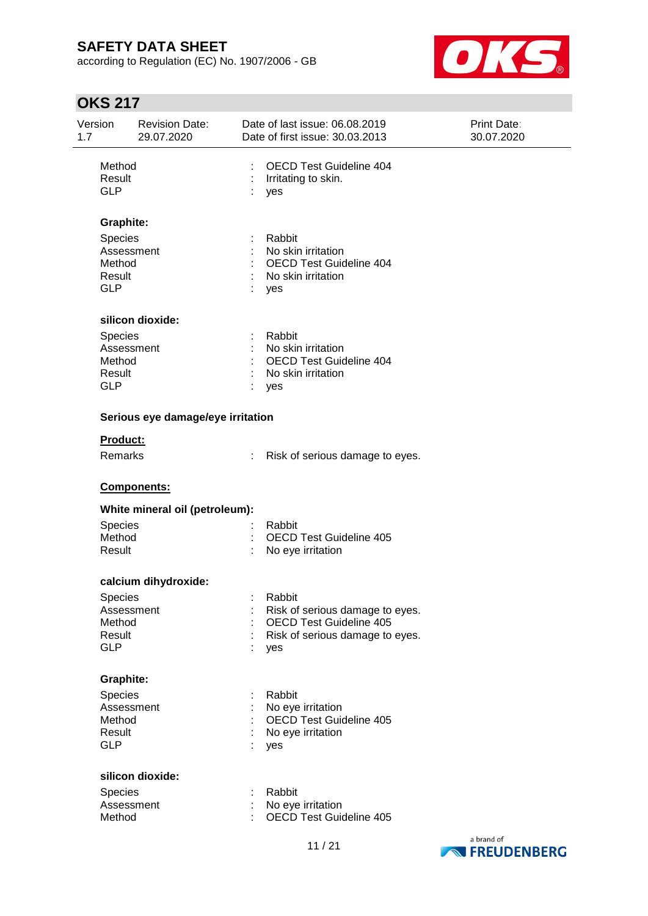Method : OECD Test Guideline 404
Result : Irritating to skin.
GLP : yes

**Graphite:**

Species : Rabbit
Assessment : No skin irritation
Method : OECD Test Guideline 404
Result : No skin irritation
GLP : yes

**silicon dioxide:**

Species : Rabbit
Assessment : No skin irritation
Method : OECD Test Guideline 404
Result : No skin irritation
GLP : yes

**Serious eye damage/eye irritation**

**Product:**

Remarks : Risk of serious damage to eyes.

**Components:**

**White mineral oil (petroleum):**

Species : Rabbit
Method : OECD Test Guideline 405
Result : No eye irritation

**calcium dihydroxide:**

Species : Rabbit
Assessment : Risk of serious damage to eyes.
Method : OECD Test Guideline 405
Result : Risk of serious damage to eyes.
GLP : yes

**Graphite:**

Species : Rabbit
Assessment : No eye irritation
Method : OECD Test Guideline 405
Result : No eye irritation
GLP : yes

**silicon dioxide:**

Species : Rabbit
Assessment : No eye irritation
Method : OECD Test Guideline 405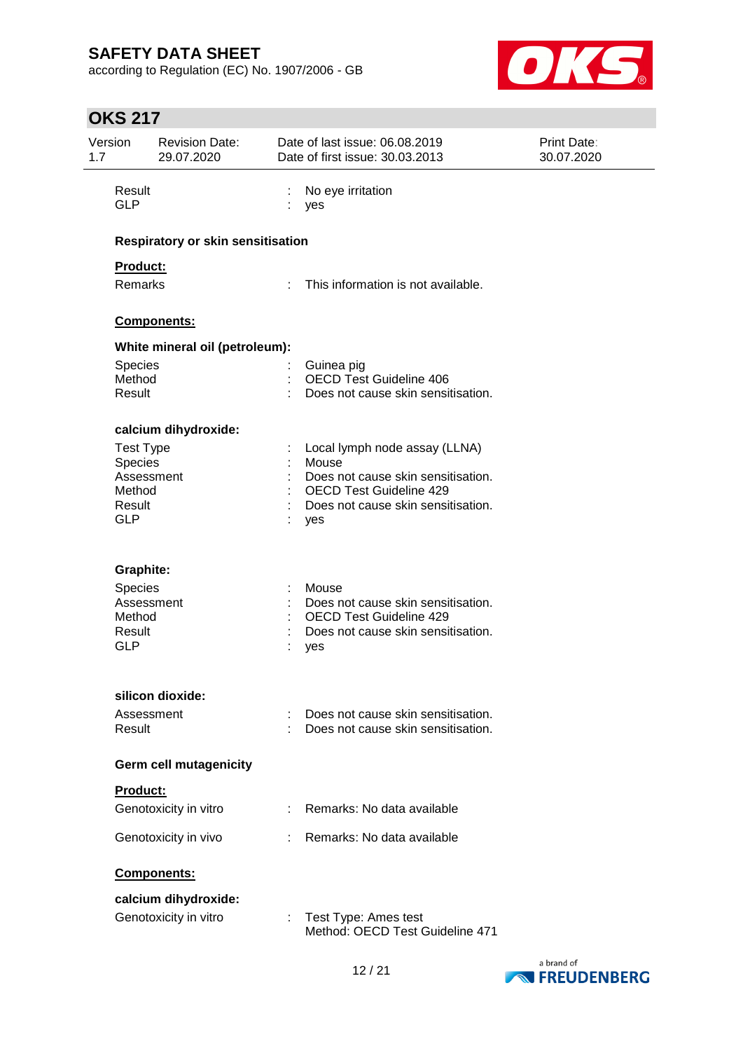Result : No eye irritation
GLP : yes

**Respiratory or skin sensitisation**

**Product:**

Remarks : This information is not available.

**Components:**

**White mineral oil (petroleum):**

Species : Guinea pig
Method : OECD Test Guideline 406
Result : Does not cause skin sensitisation.

**calcium dihydroxide:**

Test Type : Local lymph node assay (LLNA)
Species : Mouse
Assessment : Does not cause skin sensitisation.
Method : OECD Test Guideline 429
Result : Does not cause skin sensitisation.
GLP : yes

**Graphite:**

Species : Mouse
Assessment : Does not cause skin sensitisation.
Method : OECD Test Guideline 429
Result : Does not cause skin sensitisation.
GLP : yes

**silicon dioxide:**

Assessment : Does not cause skin sensitisation.
Result : Does not cause skin sensitisation.

**Germ cell mutagenicity**

**Product:**

Genotoxicity in vitro : Remarks: No data available

Genotoxicity in vivo : Remarks: No data available

**Components:**

**calcium dihydroxide:**

Genotoxicity in vitro : Test Type: Ames test
Method: OECD Test Guideline 471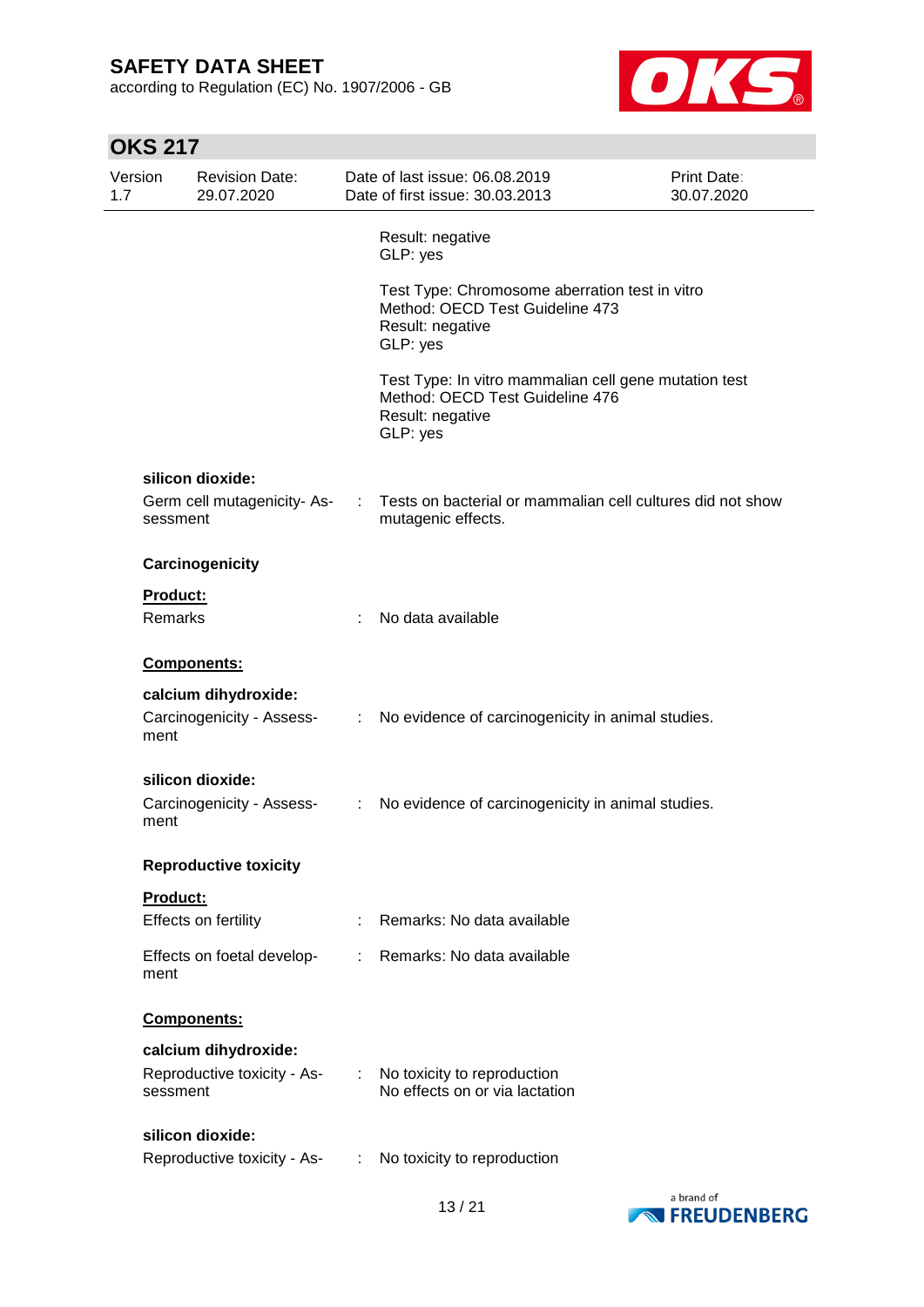Result: negative
GLP: yes

Test Type: Chromosome aberration test in vitro
Method: OECD Test Guideline 473
Result: negative
GLP: yes

Test Type: In vitro mammalian cell gene mutation test
Method: OECD Test Guideline 476
Result: negative
GLP: yes

**silicon dioxide:**

Germ cell mutagenicity- Assessment : Tests on bacterial or mammalian cell cultures did not show mutagenic effects.

**Carcinogenicity**

**Product:**

Remarks : No data available

**Components:**

**calcium dihydroxide:**

Carcinogenicity - Assessment : No evidence of carcinogenicity in animal studies.

**silicon dioxide:**

Carcinogenicity - Assessment : No evidence of carcinogenicity in animal studies.

**Reproductive toxicity**

**Product:**

Effects on fertility : Remarks: No data available

Effects on foetal development : Remarks: No data available

**Components:**

**calcium dihydroxide:**

Reproductive toxicity - Assessment : No toxicity to reproduction
No effects on or via lactation

**silicon dioxide:**

Reproductive toxicity - As- : No toxicity to reproduction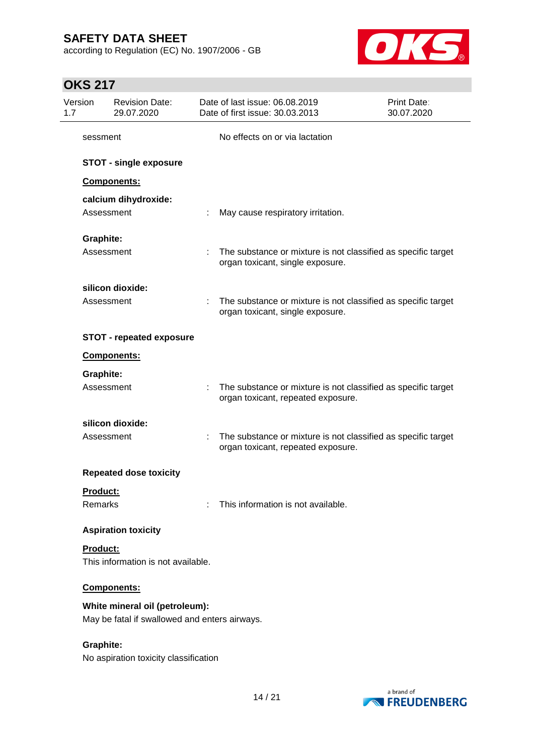sessment : No effects on or via lactation

**STOT - single exposure**

**Components:**

**calcium dihydroxide:**

Assessment : May cause respiratory irritation.

**Graphite:**

Assessment : The substance or mixture is not classified as specific target organ toxicant, single exposure.

**silicon dioxide:**

Assessment : The substance or mixture is not classified as specific target organ toxicant, single exposure.

**STOT - repeated exposure**

**Components:**

**Graphite:**

Assessment : The substance or mixture is not classified as specific target organ toxicant, repeated exposure.

**silicon dioxide:**

Assessment : The substance or mixture is not classified as specific target organ toxicant, repeated exposure.

**Repeated dose toxicity**

**Product:**

Remarks : This information is not available.

**Aspiration toxicity**

**Product:**

This information is not available.

**Components:**

**White mineral oil (petroleum):**

May be fatal if swallowed and enters airways.

**Graphite:**

No aspiration toxicity classification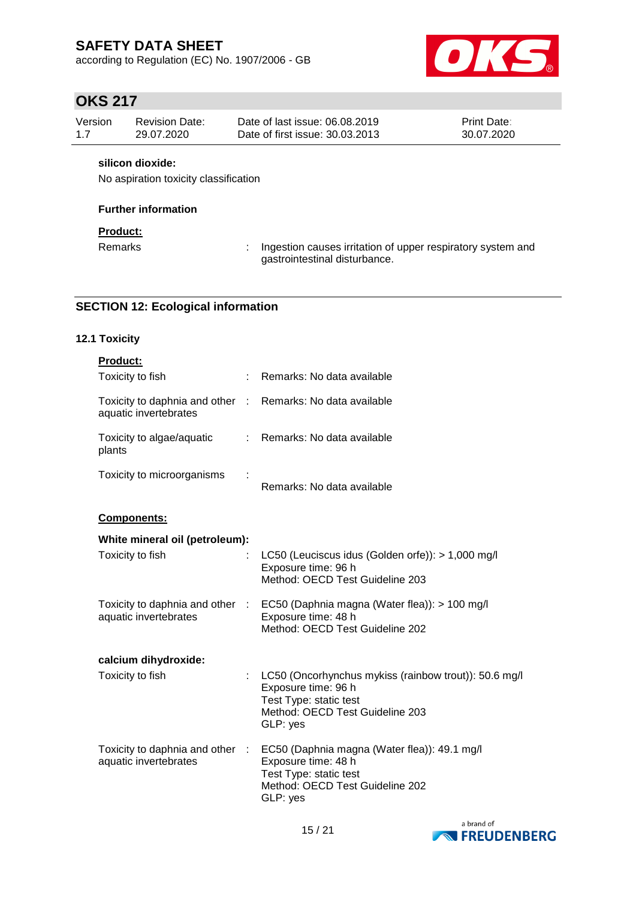**silicon dioxide:**

No aspiration toxicity classification

**Further information**

**Product:**

| | | |
|---|---|---|
| Remarks | : | Ingestion causes irritation of upper respiratory system and gastrointestinal disturbance. |

## SECTION 12: Ecological information

### 12.1 Toxicity

**Product:**

| | | |
|---|---|---|
| Toxicity to fish | : | Remarks: No data available |
| Toxicity to daphnia and other aquatic invertebrates | : | Remarks: No data available |
| Toxicity to algae/aquatic plants | : | Remarks: No data available |
| Toxicity to microorganisms | : | Remarks: No data available |

**Components:**

**White mineral oil (petroleum):**

| | | |
|---|---|---|
| Toxicity to fish | : | LC50 (Leuciscus idus (Golden orfe)): > 1,000 mg/l<br>Exposure time: 96 h<br>Method: OECD Test Guideline 203 |
| Toxicity to daphnia and other aquatic invertebrates | : | EC50 (Daphnia magna (Water flea)): > 100 mg/l<br>Exposure time: 48 h<br>Method: OECD Test Guideline 202 |

**calcium dihydroxide:**

| | | |
|---|---|---|
| Toxicity to fish | : | LC50 (Oncorhynchus mykiss (rainbow trout)): 50.6 mg/l<br>Exposure time: 96 h<br>Test Type: static test<br>Method: OECD Test Guideline 203<br>GLP: yes |
| Toxicity to daphnia and other aquatic invertebrates | : | EC50 (Daphnia magna (Water flea)): 49.1 mg/l<br>Exposure time: 48 h<br>Test Type: static test<br>Method: OECD Test Guideline 202<br>GLP: yes |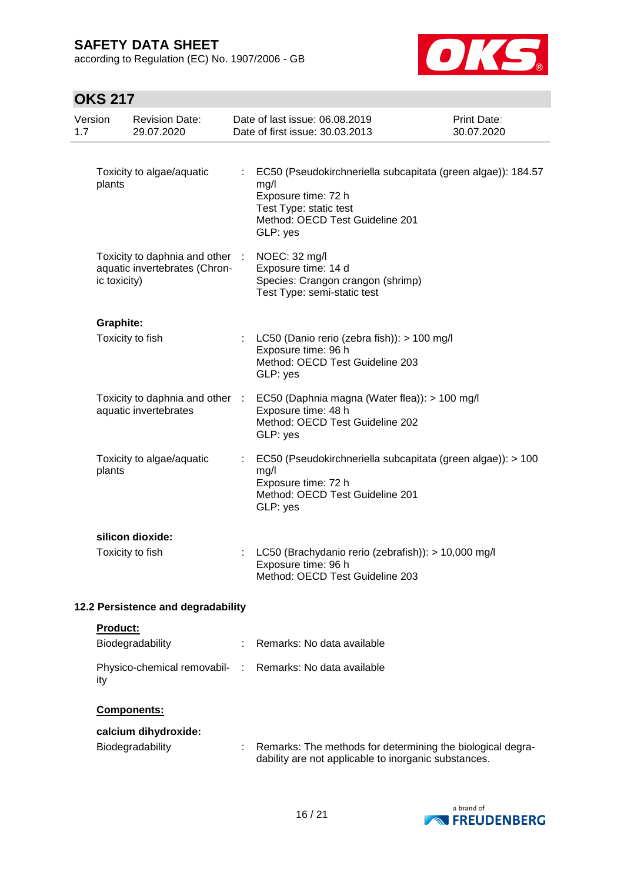| | | |
|---|---|---|
| Toxicity to algae/aquatic plants | : | EC50 (Pseudokirchneriella subcapitata (green algae)): 184.57 mg/l<br>Exposure time: 72 h<br>Test Type: static test<br>Method: OECD Test Guideline 201<br>GLP: yes |
| Toxicity to daphnia and other aquatic invertebrates (Chronic toxicity) | : | NOEC: 32 mg/l<br>Exposure time: 14 d<br>Species: Crangon crangon (shrimp)<br>Test Type: semi-static test |

**Graphite:**

| | | |
|---|---|---|
| Toxicity to fish | : | LC50 (Danio rerio (zebra fish)): > 100 mg/l<br>Exposure time: 96 h<br>Method: OECD Test Guideline 203<br>GLP: yes |
| Toxicity to daphnia and other aquatic invertebrates | : | EC50 (Daphnia magna (Water flea)): > 100 mg/l<br>Exposure time: 48 h<br>Method: OECD Test Guideline 202<br>GLP: yes |
| Toxicity to algae/aquatic plants | : | EC50 (Pseudokirchneriella subcapitata (green algae)): > 100 mg/l<br>Exposure time: 72 h<br>Method: OECD Test Guideline 201<br>GLP: yes |

**silicon dioxide:**

| | | |
|---|---|---|
| Toxicity to fish | : | LC50 (Brachydanio rerio (zebrafish)): > 10,000 mg/l<br>Exposure time: 96 h<br>Method: OECD Test Guideline 203 |

## 12.2 Persistence and degradability

**Product:**

| | | |
|---|---|---|
| Biodegradability | : | Remarks: No data available |
| Physico-chemical removability | : | Remarks: No data available |

**Components:**

**calcium dihydroxide:**

| | | |
|---|---|---|
| Biodegradability | : | Remarks: The methods for determining the biological degradability are not applicable to inorganic substances. |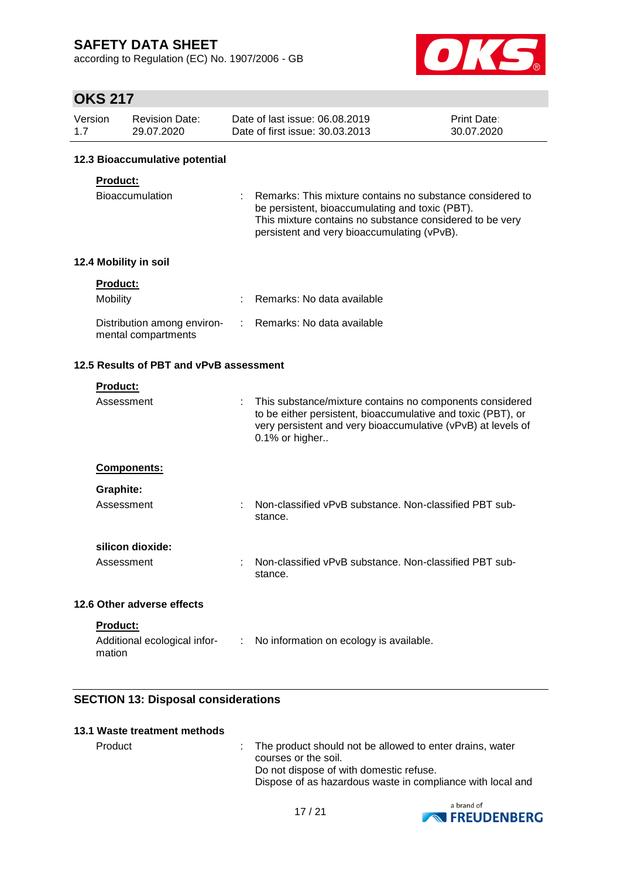### 12.3 Bioaccumulative potential

**Product:**

Bioaccumulation : Remarks: This mixture contains no substance considered to be persistent, bioaccumulating and toxic (PBT). This mixture contains no substance considered to be very persistent and very bioaccumulating (vPvB).

### 12.4 Mobility in soil

**Product:**

Mobility : Remarks: No data available

Distribution among environmental compartments : Remarks: No data available

### 12.5 Results of PBT and vPvB assessment

**Product:**

Assessment : This substance/mixture contains no components considered to be either persistent, bioaccumulative and toxic (PBT), or very persistent and very bioaccumulative (vPvB) at levels of 0.1% or higher..

**Components:**

**Graphite:**

Assessment : Non-classified vPvB substance. Non-classified PBT substance.

**silicon dioxide:**

Assessment : Non-classified vPvB substance. Non-classified PBT substance.

### 12.6 Other adverse effects

**Product:**

Additional ecological information : No information on ecology is available.

## SECTION 13: Disposal considerations

### 13.1 Waste treatment methods

Product : The product should not be allowed to enter drains, water courses or the soil.
Do not dispose of with domestic refuse.
Dispose of as hazardous waste in compliance with local and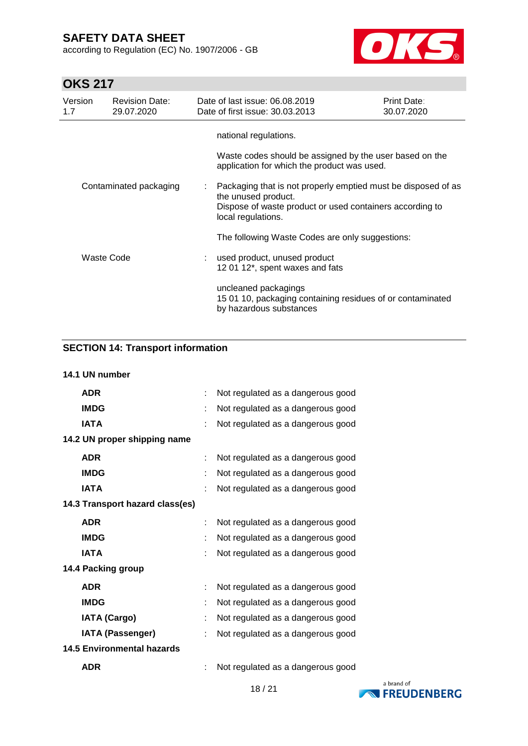national regulations.

Waste codes should be assigned by the user based on the application for which the product was used.

| | | |
|---|---|---|
| Contaminated packaging | : | Packaging that is not properly emptied must be disposed of as the unused product.<br>Dispose of waste product or used containers according to local regulations.<br><br>The following Waste Codes are only suggestions: |
| Waste Code | : | used product, unused product<br>12 01 12*, spent waxes and fats<br><br>uncleaned packagings<br>15 01 10, packaging containing residues of or contaminated by hazardous substances |

## SECTION 14: Transport information

**14.1 UN number**

| | | |
|---|---|---|
| **ADR** | : | Not regulated as a dangerous good |
| **IMDG** | : | Not regulated as a dangerous good |
| **IATA** | : | Not regulated as a dangerous good |

**14.2 UN proper shipping name**

| | | |
|---|---|---|
| **ADR** | : | Not regulated as a dangerous good |
| **IMDG** | : | Not regulated as a dangerous good |
| **IATA** | : | Not regulated as a dangerous good |

**14.3 Transport hazard class(es)**

| | | |
|---|---|---|
| **ADR** | : | Not regulated as a dangerous good |
| **IMDG** | : | Not regulated as a dangerous good |
| **IATA** | : | Not regulated as a dangerous good |

**14.4 Packing group**

| | | |
|---|---|---|
| **ADR** | : | Not regulated as a dangerous good |
| **IMDG** | : | Not regulated as a dangerous good |
| **IATA (Cargo)** | : | Not regulated as a dangerous good |
| **IATA (Passenger)** | : | Not regulated as a dangerous good |

**14.5 Environmental hazards**

| | | |
|---|---|---|
| **ADR** | : | Not regulated as a dangerous good |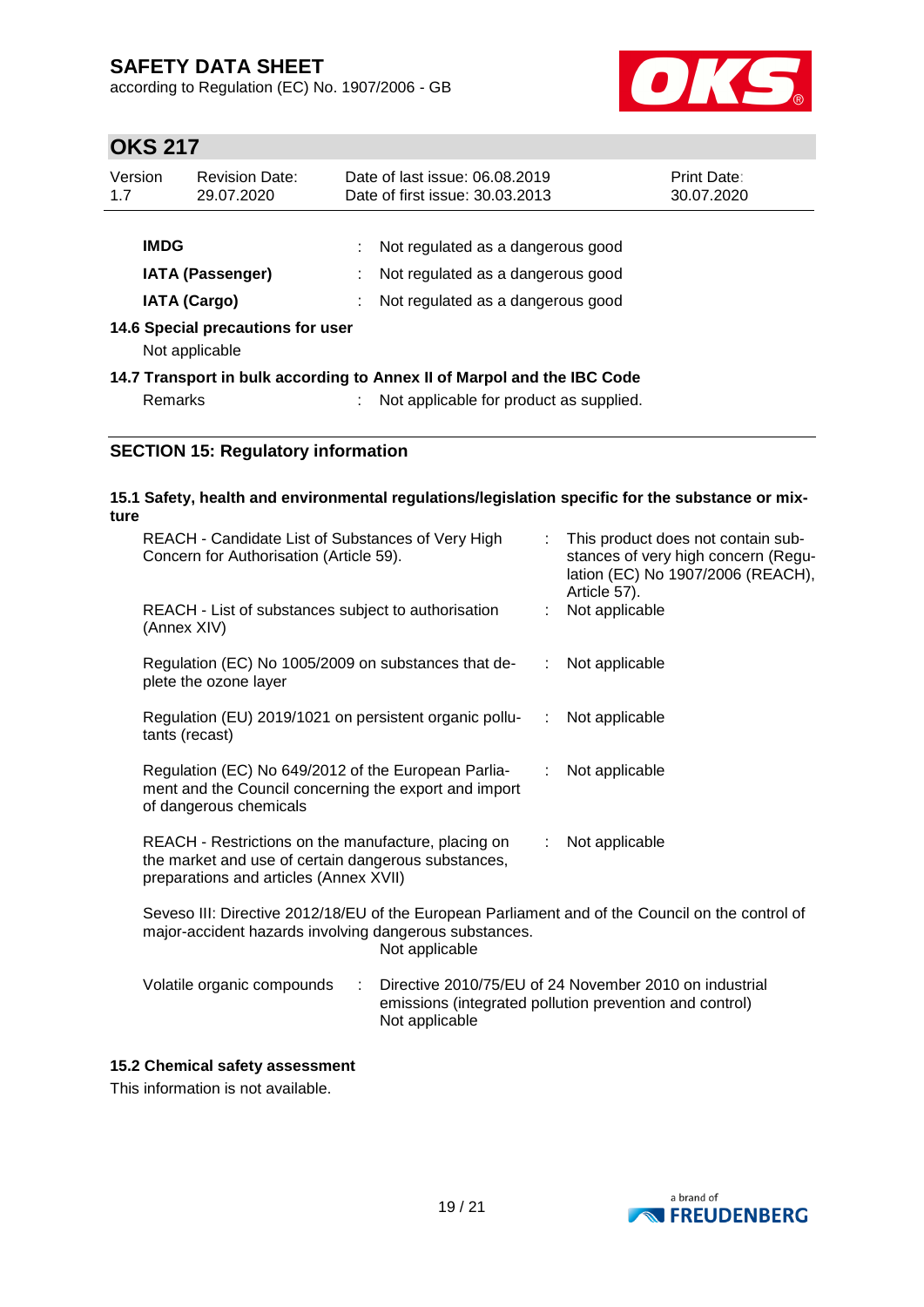| | | |
|---|---|---|
| **IMDG** | : | Not regulated as a dangerous good |
| **IATA (Passenger)** | : | Not regulated as a dangerous good |
| **IATA (Cargo)** | : | Not regulated as a dangerous good |

**14.6 Special precautions for user**

Not applicable

**14.7 Transport in bulk according to Annex II of Marpol and the IBC Code**

Remarks : Not applicable for product as supplied.

## SECTION 15: Regulatory information

**15.1 Safety, health and environmental regulations/legislation specific for the substance or mixture**

| | | |
|---|---|---|
| REACH - Candidate List of Substances of Very High Concern for Authorisation (Article 59). | : | This product does not contain substances of very high concern (Regulation (EC) No 1907/2006 (REACH), Article 57). |
| REACH - List of substances subject to authorisation (Annex XIV) | : | Not applicable |
| Regulation (EC) No 1005/2009 on substances that deplete the ozone layer | : | Not applicable |
| Regulation (EU) 2019/1021 on persistent organic pollutants (recast) | : | Not applicable |
| Regulation (EC) No 649/2012 of the European Parliament and the Council concerning the export and import of dangerous chemicals | : | Not applicable |
| REACH - Restrictions on the manufacture, placing on the market and use of certain dangerous substances, preparations and articles (Annex XVII) | : | Not applicable |

Seveso III: Directive 2012/18/EU of the European Parliament and of the Council on the control of major-accident hazards involving dangerous substances.
Not applicable

Volatile organic compounds : Directive 2010/75/EU of 24 November 2010 on industrial emissions (integrated pollution prevention and control)
Not applicable

**15.2 Chemical safety assessment**

This information is not available.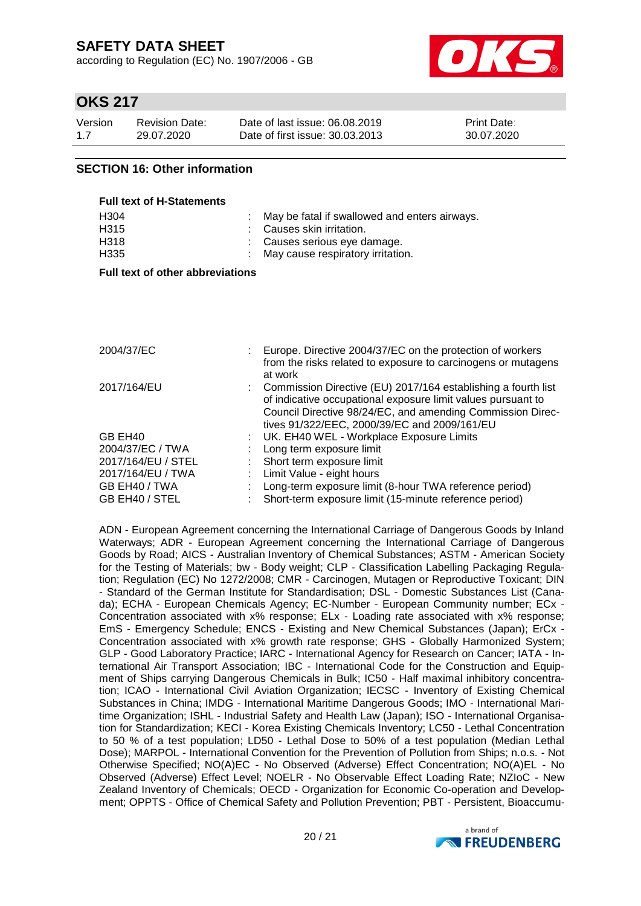## SECTION 16: Other information

**Full text of H-Statements**

| | |
|---|---|
| H304 | May be fatal if swallowed and enters airways. |
| H315 | Causes skin irritation. |
| H318 | Causes serious eye damage. |
| H335 | May cause respiratory irritation. |

**Full text of other abbreviations**

| | |
|---|---|
| 2004/37/EC | Europe. Directive 2004/37/EC on the protection of workers from the risks related to exposure to carcinogens or mutagens at work |
| 2017/164/EU | Commission Directive (EU) 2017/164 establishing a fourth list of indicative occupational exposure limit values pursuant to Council Directive 98/24/EC, and amending Commission Directives 91/322/EEC, 2000/39/EC and 2009/161/EU |
| GB EH40 | UK. EH40 WEL - Workplace Exposure Limits |
| 2004/37/EC / TWA | Long term exposure limit |
| 2017/164/EU / STEL | Short term exposure limit |
| 2017/164/EU / TWA | Limit Value - eight hours |
| GB EH40 / TWA | Long-term exposure limit (8-hour TWA reference period) |
| GB EH40 / STEL | Short-term exposure limit (15-minute reference period) |

ADN - European Agreement concerning the International Carriage of Dangerous Goods by Inland Waterways; ADR - European Agreement concerning the International Carriage of Dangerous Goods by Road; AICS - Australian Inventory of Chemical Substances; ASTM - American Society for the Testing of Materials; bw - Body weight; CLP - Classification Labelling Packaging Regulation; Regulation (EC) No 1272/2008; CMR - Carcinogen, Mutagen or Reproductive Toxicant; DIN - Standard of the German Institute for Standardisation; DSL - Domestic Substances List (Canada); ECHA - European Chemicals Agency; EC-Number - European Community number; ECx - Concentration associated with x% response; ELx - Loading rate associated with x% response; EmS - Emergency Schedule; ENCS - Existing and New Chemical Substances (Japan); ErCx - Concentration associated with x% growth rate response; GHS - Globally Harmonized System; GLP - Good Laboratory Practice; IARC - International Agency for Research on Cancer; IATA - International Air Transport Association; IBC - International Code for the Construction and Equipment of Ships carrying Dangerous Chemicals in Bulk; IC50 - Half maximal inhibitory concentration; ICAO - International Civil Aviation Organization; IECSC - Inventory of Existing Chemical Substances in China; IMDG - International Maritime Dangerous Goods; IMO - International Maritime Organization; ISHL - Industrial Safety and Health Law (Japan); ISO - International Organisation for Standardization; KECI - Korea Existing Chemicals Inventory; LC50 - Lethal Concentration to 50 % of a test population; LD50 - Lethal Dose to 50% of a test population (Median Lethal Dose); MARPOL - International Convention for the Prevention of Pollution from Ships; n.o.s. - Not Otherwise Specified; NO(A)EC - No Observed (Adverse) Effect Concentration; NO(A)EL - No Observed (Adverse) Effect Level; NOELR - No Observable Effect Loading Rate; NZIoC - New Zealand Inventory of Chemicals; OECD - Organization for Economic Co-operation and Development; OPPTS - Office of Chemical Safety and Pollution Prevention; PBT - Persistent, Bioaccumu-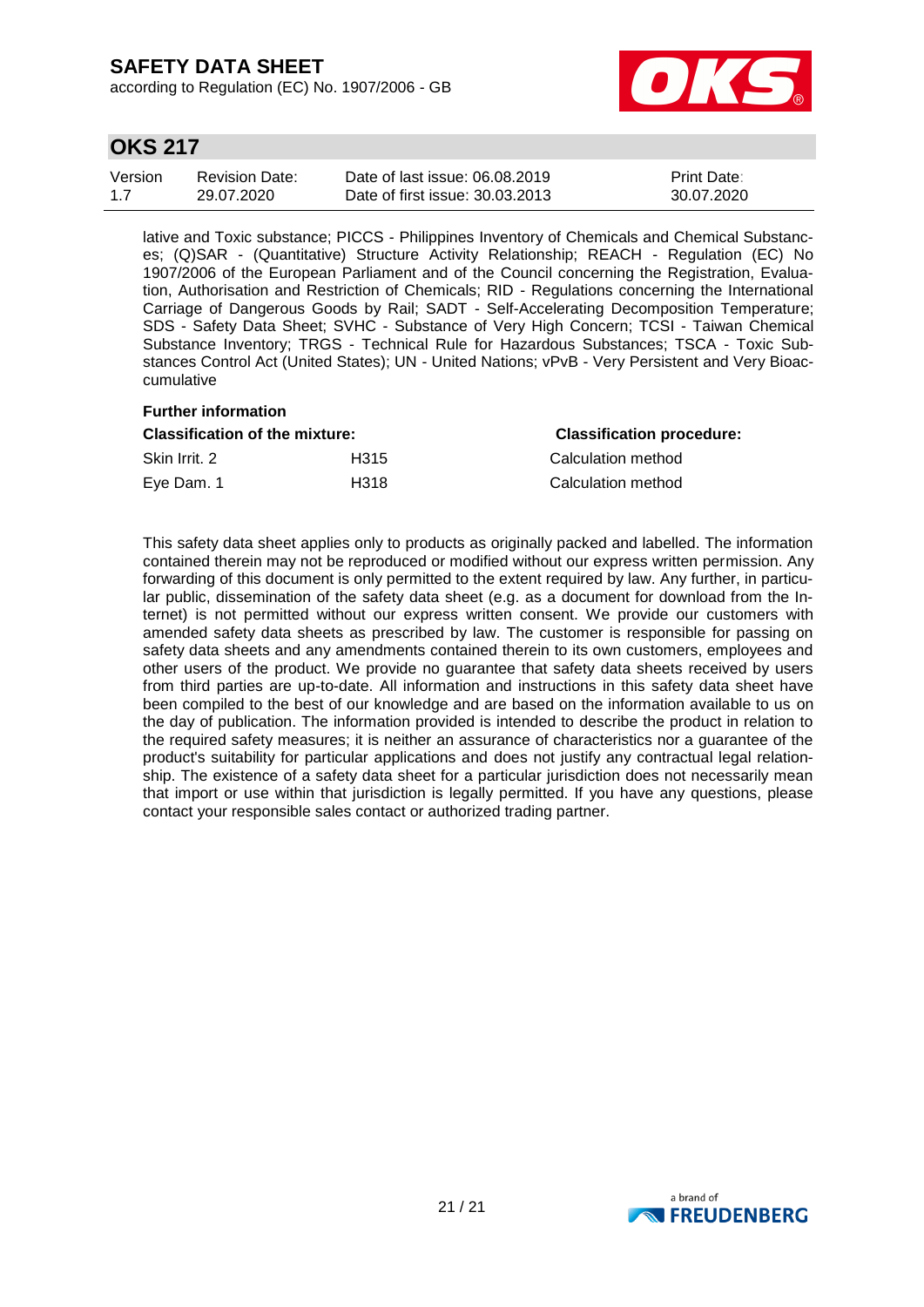lative and Toxic substance; PICCS - Philippines Inventory of Chemicals and Chemical Substances; (Q)SAR - (Quantitative) Structure Activity Relationship; REACH - Regulation (EC) No 1907/2006 of the European Parliament and of the Council concerning the Registration, Evaluation, Authorisation and Restriction of Chemicals; RID - Regulations concerning the International Carriage of Dangerous Goods by Rail; SADT - Self-Accelerating Decomposition Temperature; SDS - Safety Data Sheet; SVHC - Substance of Very High Concern; TCSI - Taiwan Chemical Substance Inventory; TRGS - Technical Rule for Hazardous Substances; TSCA - Toxic Substances Control Act (United States); UN - United Nations; vPvB - Very Persistent and Very Bioaccumulative

**Further information**

| **Classification of the mixture:** | | **Classification procedure:** |
|---|---|---|
| Skin Irrit. 2 | H315 | Calculation method |
| Eye Dam. 1 | H318 | Calculation method |

This safety data sheet applies only to products as originally packed and labelled. The information contained therein may not be reproduced or modified without our express written permission. Any forwarding of this document is only permitted to the extent required by law. Any further, in particular public, dissemination of the safety data sheet (e.g. as a document for download from the Internet) is not permitted without our express written consent. We provide our customers with amended safety data sheets as prescribed by law. The customer is responsible for passing on safety data sheets and any amendments contained therein to its own customers, employees and other users of the product. We provide no guarantee that safety data sheets received by users from third parties are up-to-date. All information and instructions in this safety data sheet have been compiled to the best of our knowledge and are based on the information available to us on the day of publication. The information provided is intended to describe the product in relation to the required safety measures; it is neither an assurance of characteristics nor a guarantee of the product's suitability for particular applications and does not justify any contractual legal relationship. The existence of a safety data sheet for a particular jurisdiction does not necessarily mean that import or use within that jurisdiction is legally permitted. If you have any questions, please contact your responsible sales contact or authorized trading partner.